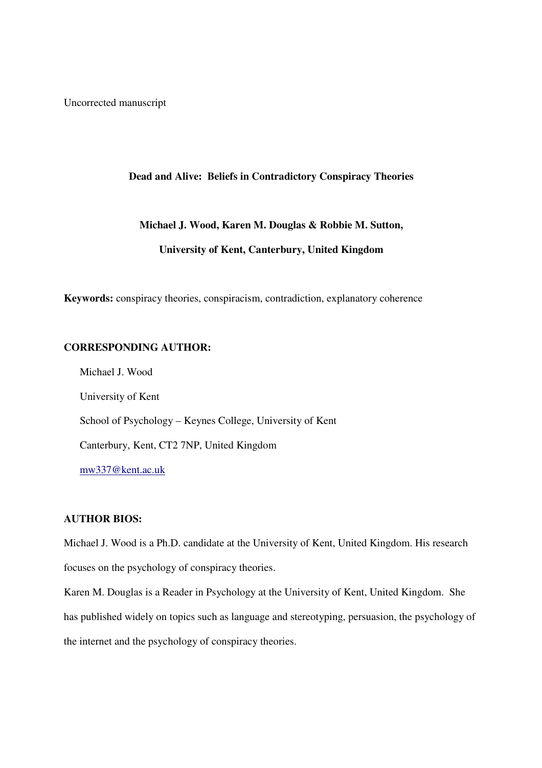Uncorrected manuscript

**Dead and Alive: Beliefs in Contradictory Conspiracy Theories**

**Michael J. Wood, Karen M. Douglas & Robbie M. Sutton,**

**University of Kent, Canterbury, United Kingdom**

**Keywords:** conspiracy theories, conspiracism, contradiction, explanatory coherence

**CORRESPONDING AUTHOR:**

Michael J. Wood

University of Kent

School of Psychology – Keynes College, University of Kent

Canterbury, Kent, CT2 7NP, United Kingdom

mw337@kent.ac.uk

**AUTHOR BIOS:**

Michael J. Wood is a Ph.D. candidate at the University of Kent, United Kingdom. His research focuses on the psychology of conspiracy theories.

Karen M. Douglas is a Reader in Psychology at the University of Kent, United Kingdom. She has published widely on topics such as language and stereotyping, persuasion, the psychology of the internet and the psychology of conspiracy theories.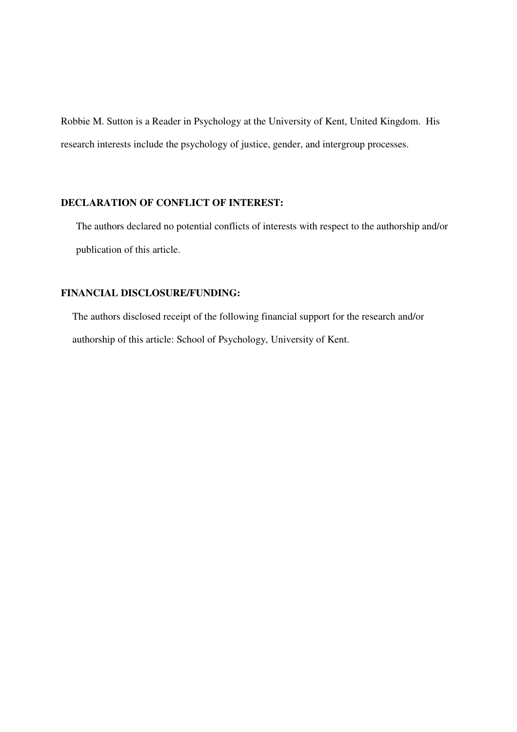Robbie M. Sutton is a Reader in Psychology at the University of Kent, United Kingdom. His research interests include the psychology of justice, gender, and intergroup processes.

**DECLARATION OF CONFLICT OF INTEREST:**

The authors declared no potential conflicts of interests with respect to the authorship and/or publication of this article.

**FINANCIAL DISCLOSURE/FUNDING:**

The authors disclosed receipt of the following financial support for the research and/or authorship of this article: School of Psychology, University of Kent.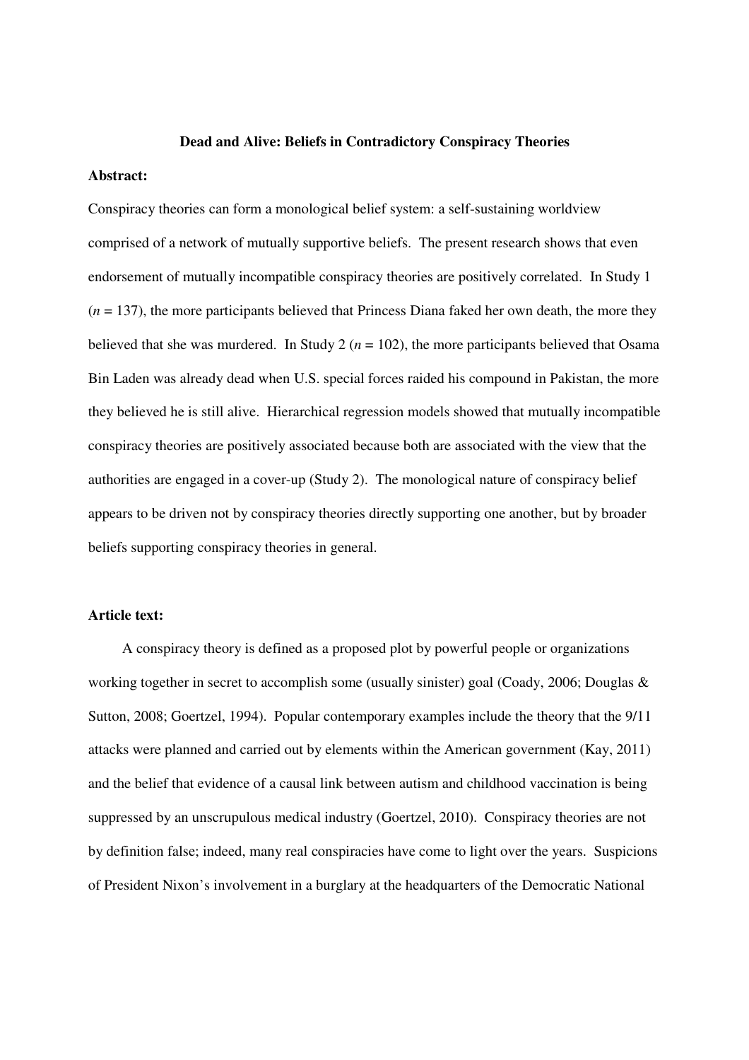**Dead and Alive: Beliefs in Contradictory Conspiracy Theories**

**Abstract:**

Conspiracy theories can form a monological belief system: a self-sustaining worldview comprised of a network of mutually supportive beliefs. The present research shows that even endorsement of mutually incompatible conspiracy theories are positively correlated. In Study 1 ($n = 137$), the more participants believed that Princess Diana faked her own death, the more they believed that she was murdered. In Study 2 ($n = 102$), the more participants believed that Osama Bin Laden was already dead when U.S. special forces raided his compound in Pakistan, the more they believed he is still alive. Hierarchical regression models showed that mutually incompatible conspiracy theories are positively associated because both are associated with the view that the authorities are engaged in a cover-up (Study 2). The monological nature of conspiracy belief appears to be driven not by conspiracy theories directly supporting one another, but by broader beliefs supporting conspiracy theories in general.

**Article text:**

A conspiracy theory is defined as a proposed plot by powerful people or organizations working together in secret to accomplish some (usually sinister) goal (Coady, 2006; Douglas & Sutton, 2008; Goertzel, 1994). Popular contemporary examples include the theory that the 9/11 attacks were planned and carried out by elements within the American government (Kay, 2011) and the belief that evidence of a causal link between autism and childhood vaccination is being suppressed by an unscrupulous medical industry (Goertzel, 2010). Conspiracy theories are not by definition false; indeed, many real conspiracies have come to light over the years. Suspicions of President Nixon's involvement in a burglary at the headquarters of the Democratic National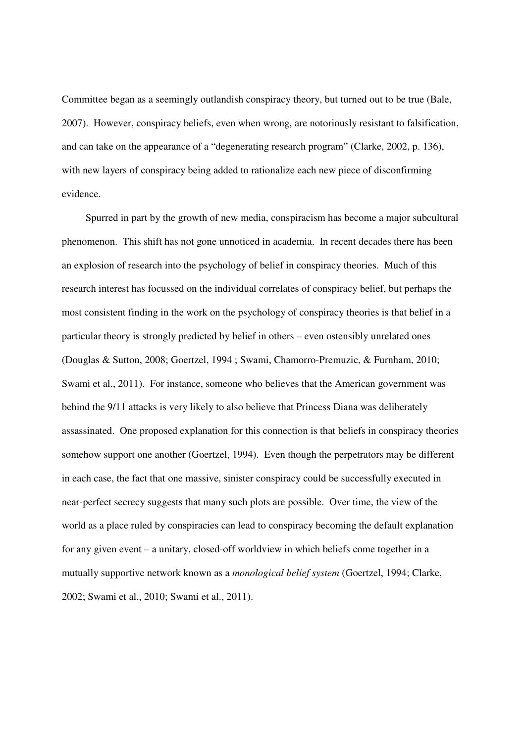Committee began as a seemingly outlandish conspiracy theory, but turned out to be true (Bale, 2007). However, conspiracy beliefs, even when wrong, are notoriously resistant to falsification, and can take on the appearance of a "degenerating research program" (Clarke, 2002, p. 136), with new layers of conspiracy being added to rationalize each new piece of disconfirming evidence.

Spurred in part by the growth of new media, conspiracism has become a major subcultural phenomenon. This shift has not gone unnoticed in academia. In recent decades there has been an explosion of research into the psychology of belief in conspiracy theories. Much of this research interest has focussed on the individual correlates of conspiracy belief, but perhaps the most consistent finding in the work on the psychology of conspiracy theories is that belief in a particular theory is strongly predicted by belief in others – even ostensibly unrelated ones (Douglas & Sutton, 2008; Goertzel, 1994 ; Swami, Chamorro-Premuzic, & Furnham, 2010; Swami et al., 2011). For instance, someone who believes that the American government was behind the 9/11 attacks is very likely to also believe that Princess Diana was deliberately assassinated. One proposed explanation for this connection is that beliefs in conspiracy theories somehow support one another (Goertzel, 1994). Even though the perpetrators may be different in each case, the fact that one massive, sinister conspiracy could be successfully executed in near-perfect secrecy suggests that many such plots are possible. Over time, the view of the world as a place ruled by conspiracies can lead to conspiracy becoming the default explanation for any given event – a unitary, closed-off worldview in which beliefs come together in a mutually supportive network known as a *monological belief system* (Goertzel, 1994; Clarke, 2002; Swami et al., 2010; Swami et al., 2011).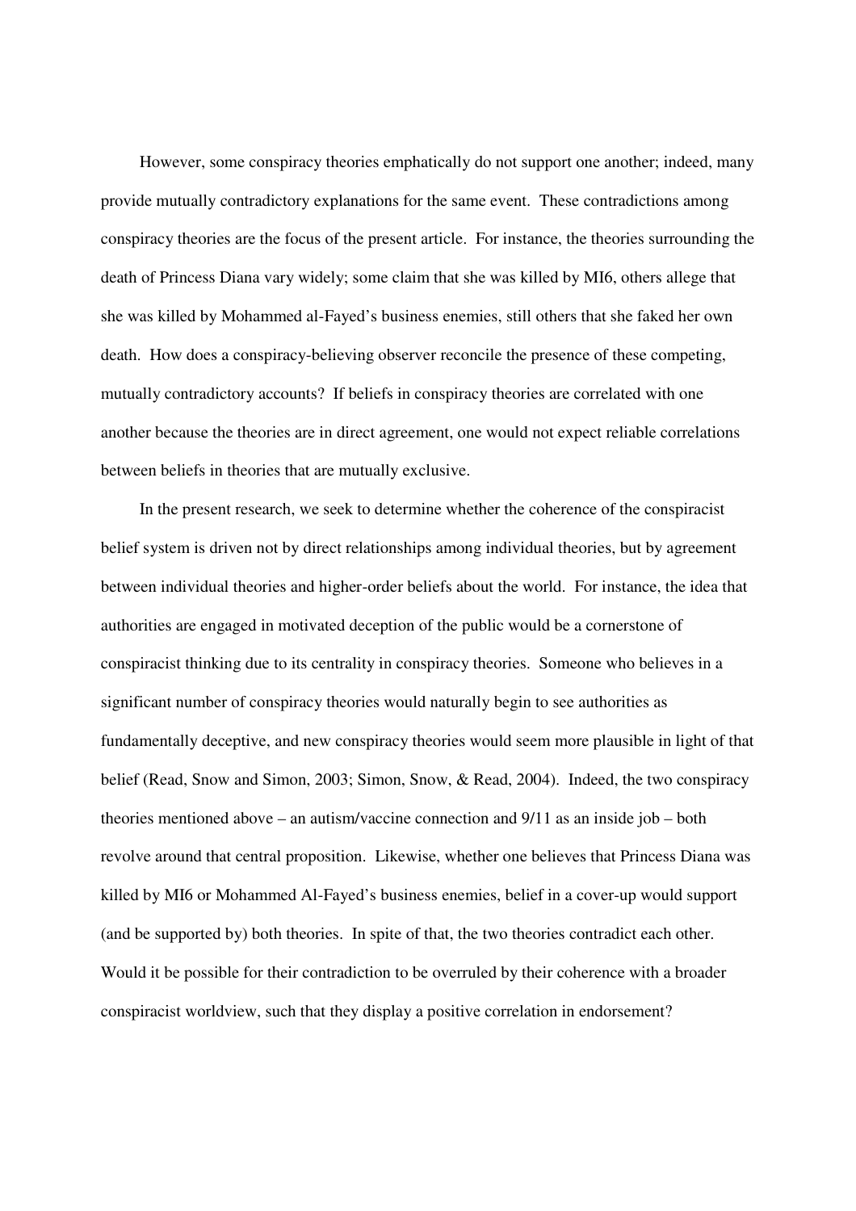However, some conspiracy theories emphatically do not support one another; indeed, many provide mutually contradictory explanations for the same event. These contradictions among conspiracy theories are the focus of the present article. For instance, the theories surrounding the death of Princess Diana vary widely; some claim that she was killed by MI6, others allege that she was killed by Mohammed al-Fayed's business enemies, still others that she faked her own death. How does a conspiracy-believing observer reconcile the presence of these competing, mutually contradictory accounts? If beliefs in conspiracy theories are correlated with one another because the theories are in direct agreement, one would not expect reliable correlations between beliefs in theories that are mutually exclusive.

In the present research, we seek to determine whether the coherence of the conspiracist belief system is driven not by direct relationships among individual theories, but by agreement between individual theories and higher-order beliefs about the world. For instance, the idea that authorities are engaged in motivated deception of the public would be a cornerstone of conspiracist thinking due to its centrality in conspiracy theories. Someone who believes in a significant number of conspiracy theories would naturally begin to see authorities as fundamentally deceptive, and new conspiracy theories would seem more plausible in light of that belief (Read, Snow and Simon, 2003; Simon, Snow, & Read, 2004). Indeed, the two conspiracy theories mentioned above – an autism/vaccine connection and 9/11 as an inside job – both revolve around that central proposition. Likewise, whether one believes that Princess Diana was killed by MI6 or Mohammed Al-Fayed's business enemies, belief in a cover-up would support (and be supported by) both theories. In spite of that, the two theories contradict each other. Would it be possible for their contradiction to be overruled by their coherence with a broader conspiracist worldview, such that they display a positive correlation in endorsement?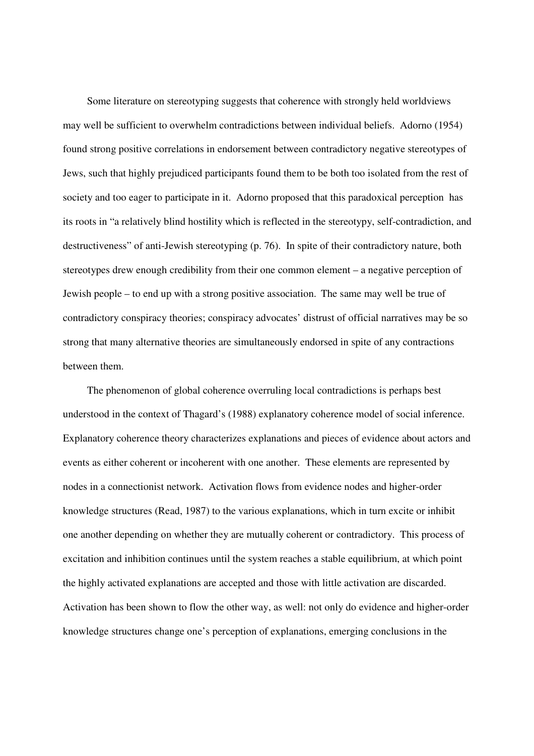Some literature on stereotyping suggests that coherence with strongly held worldviews may well be sufficient to overwhelm contradictions between individual beliefs. Adorno (1954) found strong positive correlations in endorsement between contradictory negative stereotypes of Jews, such that highly prejudiced participants found them to be both too isolated from the rest of society and too eager to participate in it. Adorno proposed that this paradoxical perception has its roots in "a relatively blind hostility which is reflected in the stereotypy, self-contradiction, and destructiveness" of anti-Jewish stereotyping (p. 76). In spite of their contradictory nature, both stereotypes drew enough credibility from their one common element – a negative perception of Jewish people – to end up with a strong positive association. The same may well be true of contradictory conspiracy theories; conspiracy advocates' distrust of official narratives may be so strong that many alternative theories are simultaneously endorsed in spite of any contractions between them.

The phenomenon of global coherence overruling local contradictions is perhaps best understood in the context of Thagard's (1988) explanatory coherence model of social inference. Explanatory coherence theory characterizes explanations and pieces of evidence about actors and events as either coherent or incoherent with one another. These elements are represented by nodes in a connectionist network. Activation flows from evidence nodes and higher-order knowledge structures (Read, 1987) to the various explanations, which in turn excite or inhibit one another depending on whether they are mutually coherent or contradictory. This process of excitation and inhibition continues until the system reaches a stable equilibrium, at which point the highly activated explanations are accepted and those with little activation are discarded. Activation has been shown to flow the other way, as well: not only do evidence and higher-order knowledge structures change one's perception of explanations, emerging conclusions in the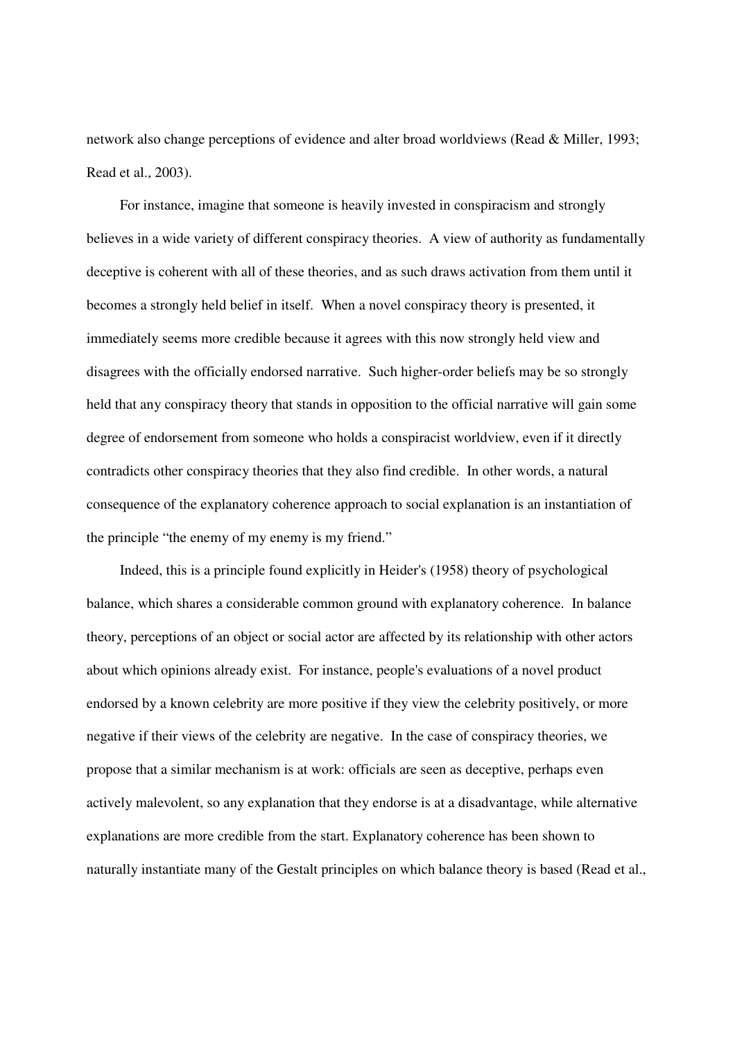network also change perceptions of evidence and alter broad worldviews (Read & Miller, 1993; Read et al., 2003).

For instance, imagine that someone is heavily invested in conspiracism and strongly believes in a wide variety of different conspiracy theories. A view of authority as fundamentally deceptive is coherent with all of these theories, and as such draws activation from them until it becomes a strongly held belief in itself. When a novel conspiracy theory is presented, it immediately seems more credible because it agrees with this now strongly held view and disagrees with the officially endorsed narrative. Such higher-order beliefs may be so strongly held that any conspiracy theory that stands in opposition to the official narrative will gain some degree of endorsement from someone who holds a conspiracist worldview, even if it directly contradicts other conspiracy theories that they also find credible. In other words, a natural consequence of the explanatory coherence approach to social explanation is an instantiation of the principle "the enemy of my enemy is my friend."

Indeed, this is a principle found explicitly in Heider's (1958) theory of psychological balance, which shares a considerable common ground with explanatory coherence. In balance theory, perceptions of an object or social actor are affected by its relationship with other actors about which opinions already exist. For instance, people's evaluations of a novel product endorsed by a known celebrity are more positive if they view the celebrity positively, or more negative if their views of the celebrity are negative. In the case of conspiracy theories, we propose that a similar mechanism is at work: officials are seen as deceptive, perhaps even actively malevolent, so any explanation that they endorse is at a disadvantage, while alternative explanations are more credible from the start. Explanatory coherence has been shown to naturally instantiate many of the Gestalt principles on which balance theory is based (Read et al.,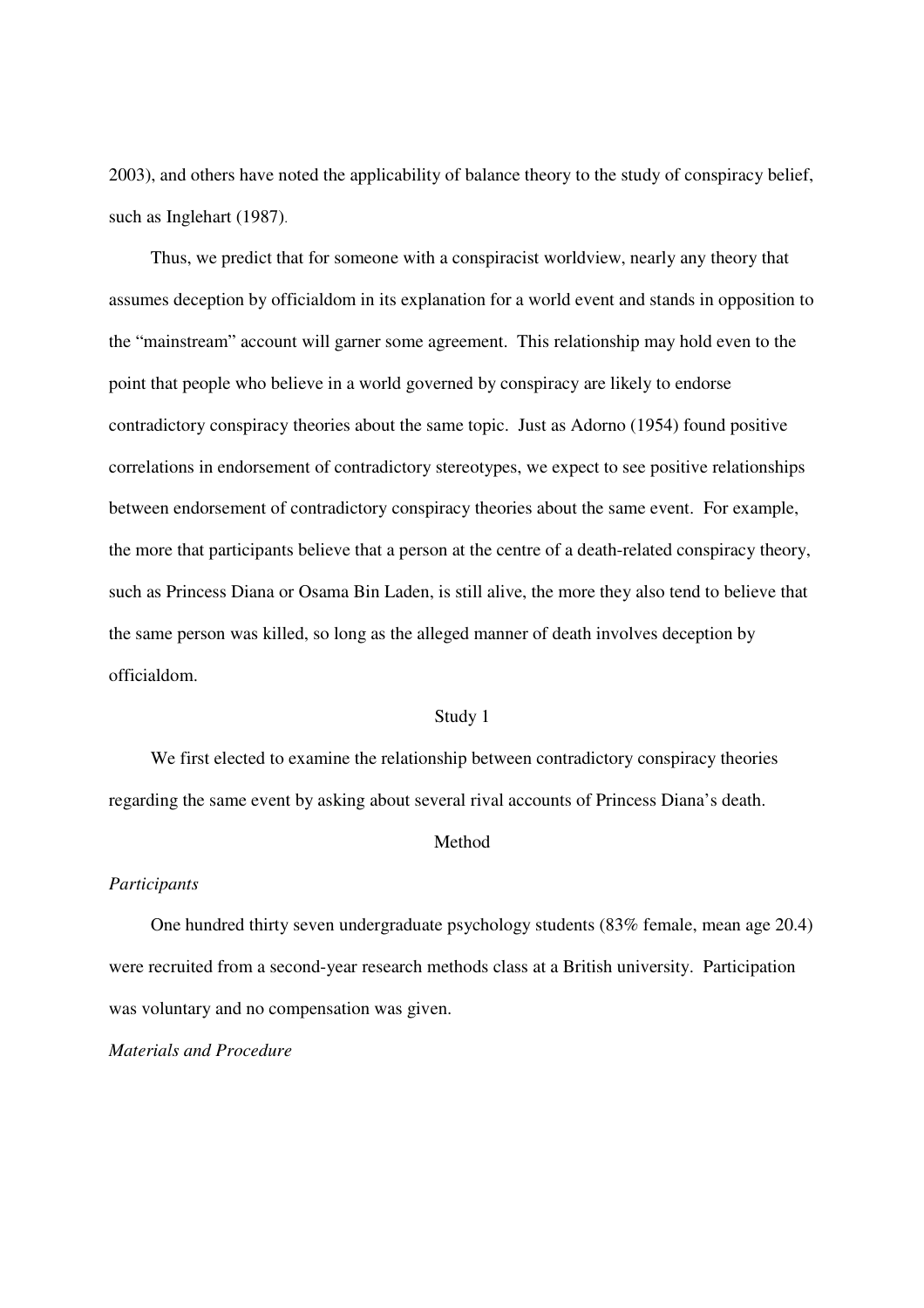2003), and others have noted the applicability of balance theory to the study of conspiracy belief, such as Inglehart (1987).

Thus, we predict that for someone with a conspiracist worldview, nearly any theory that assumes deception by officialdom in its explanation for a world event and stands in opposition to the "mainstream" account will garner some agreement. This relationship may hold even to the point that people who believe in a world governed by conspiracy are likely to endorse contradictory conspiracy theories about the same topic. Just as Adorno (1954) found positive correlations in endorsement of contradictory stereotypes, we expect to see positive relationships between endorsement of contradictory conspiracy theories about the same event. For example, the more that participants believe that a person at the centre of a death-related conspiracy theory, such as Princess Diana or Osama Bin Laden, is still alive, the more they also tend to believe that the same person was killed, so long as the alleged manner of death involves deception by officialdom.

## Study 1

We first elected to examine the relationship between contradictory conspiracy theories regarding the same event by asking about several rival accounts of Princess Diana's death.

### Method

*Participants*

One hundred thirty seven undergraduate psychology students (83% female, mean age 20.4) were recruited from a second-year research methods class at a British university. Participation was voluntary and no compensation was given.

*Materials and Procedure*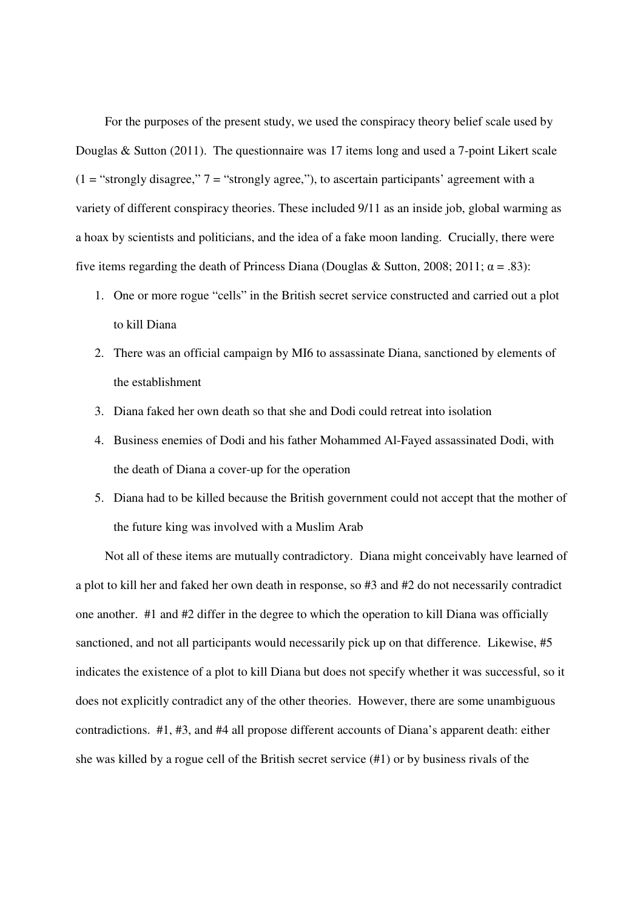For the purposes of the present study, we used the conspiracy theory belief scale used by Douglas & Sutton (2011). The questionnaire was 17 items long and used a 7-point Likert scale (1 = "strongly disagree," 7 = "strongly agree,"), to ascertain participants' agreement with a variety of different conspiracy theories. These included 9/11 as an inside job, global warming as a hoax by scientists and politicians, and the idea of a fake moon landing. Crucially, there were five items regarding the death of Princess Diana (Douglas & Sutton, 2008; 2011; $\alpha = .83$):

1. One or more rogue "cells" in the British secret service constructed and carried out a plot to kill Diana
2. There was an official campaign by MI6 to assassinate Diana, sanctioned by elements of the establishment
3. Diana faked her own death so that she and Dodi could retreat into isolation
4. Business enemies of Dodi and his father Mohammed Al-Fayed assassinated Dodi, with the death of Diana a cover-up for the operation
5. Diana had to be killed because the British government could not accept that the mother of the future king was involved with a Muslim Arab

Not all of these items are mutually contradictory. Diana might conceivably have learned of a plot to kill her and faked her own death in response, so #3 and #2 do not necessarily contradict one another. #1 and #2 differ in the degree to which the operation to kill Diana was officially sanctioned, and not all participants would necessarily pick up on that difference. Likewise, #5 indicates the existence of a plot to kill Diana but does not specify whether it was successful, so it does not explicitly contradict any of the other theories. However, there are some unambiguous contradictions. #1, #3, and #4 all propose different accounts of Diana's apparent death: either she was killed by a rogue cell of the British secret service (#1) or by business rivals of the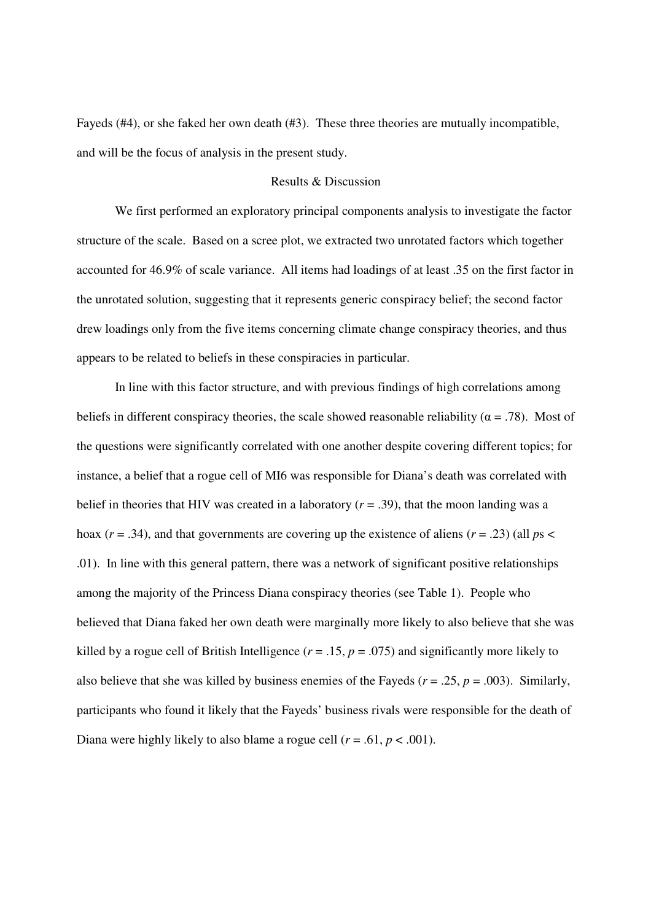Fayeds (#4), or she faked her own death (#3). These three theories are mutually incompatible, and will be the focus of analysis in the present study.

## Results & Discussion

We first performed an exploratory principal components analysis to investigate the factor structure of the scale. Based on a scree plot, we extracted two unrotated factors which together accounted for 46.9% of scale variance. All items had loadings of at least .35 on the first factor in the unrotated solution, suggesting that it represents generic conspiracy belief; the second factor drew loadings only from the five items concerning climate change conspiracy theories, and thus appears to be related to beliefs in these conspiracies in particular.

In line with this factor structure, and with previous findings of high correlations among beliefs in different conspiracy theories, the scale showed reasonable reliability ($\alpha = .78$). Most of the questions were significantly correlated with one another despite covering different topics; for instance, a belief that a rogue cell of MI6 was responsible for Diana's death was correlated with belief in theories that HIV was created in a laboratory ($r = .39$), that the moon landing was a hoax ($r = .34$), and that governments are covering up the existence of aliens ($r = .23$) (all $p$s < .01). In line with this general pattern, there was a network of significant positive relationships among the majority of the Princess Diana conspiracy theories (see Table 1). People who believed that Diana faked her own death were marginally more likely to also believe that she was killed by a rogue cell of British Intelligence ($r = .15$, $p = .075$) and significantly more likely to also believe that she was killed by business enemies of the Fayeds ($r = .25$, $p = .003$). Similarly, participants who found it likely that the Fayeds' business rivals were responsible for the death of Diana were highly likely to also blame a rogue cell ($r = .61$, $p < .001$).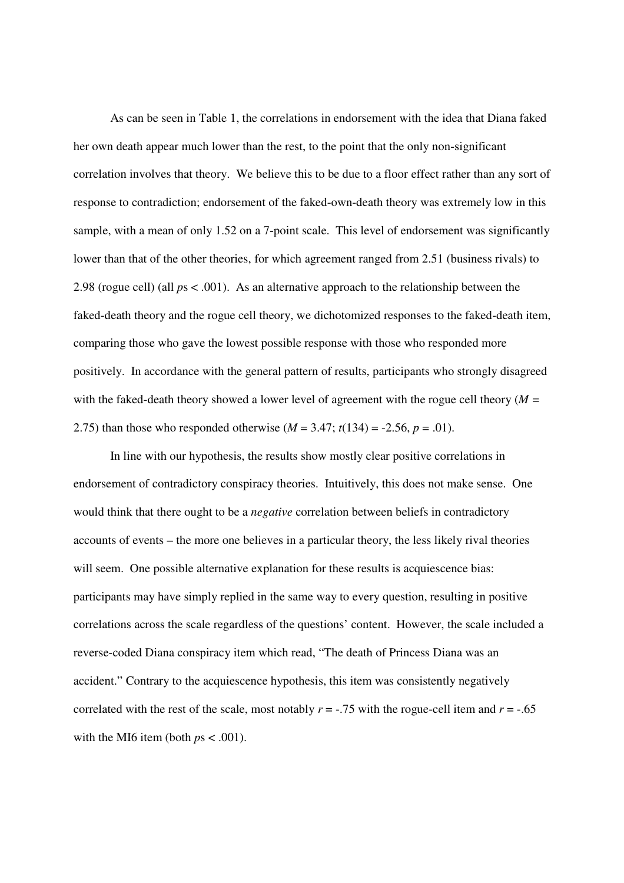As can be seen in Table 1, the correlations in endorsement with the idea that Diana faked her own death appear much lower than the rest, to the point that the only non-significant correlation involves that theory. We believe this to be due to a floor effect rather than any sort of response to contradiction; endorsement of the faked-own-death theory was extremely low in this sample, with a mean of only 1.52 on a 7-point scale. This level of endorsement was significantly lower than that of the other theories, for which agreement ranged from 2.51 (business rivals) to 2.98 (rogue cell) (all $p$s $< .001$). As an alternative approach to the relationship between the faked-death theory and the rogue cell theory, we dichotomized responses to the faked-death item, comparing those who gave the lowest possible response with those who responded more positively. In accordance with the general pattern of results, participants who strongly disagreed with the faked-death theory showed a lower level of agreement with the rogue cell theory ($M$ = 2.75) than those who responded otherwise ($M$ = 3.47; $t(134) = -2.56$, $p = .01$).

In line with our hypothesis, the results show mostly clear positive correlations in endorsement of contradictory conspiracy theories. Intuitively, this does not make sense. One would think that there ought to be a *negative* correlation between beliefs in contradictory accounts of events – the more one believes in a particular theory, the less likely rival theories will seem. One possible alternative explanation for these results is acquiescence bias: participants may have simply replied in the same way to every question, resulting in positive correlations across the scale regardless of the questions' content. However, the scale included a reverse-coded Diana conspiracy item which read, "The death of Princess Diana was an accident." Contrary to the acquiescence hypothesis, this item was consistently negatively correlated with the rest of the scale, most notably $r = -.75$ with the rogue-cell item and $r = -.65$ with the MI6 item (both $p$s $< .001$).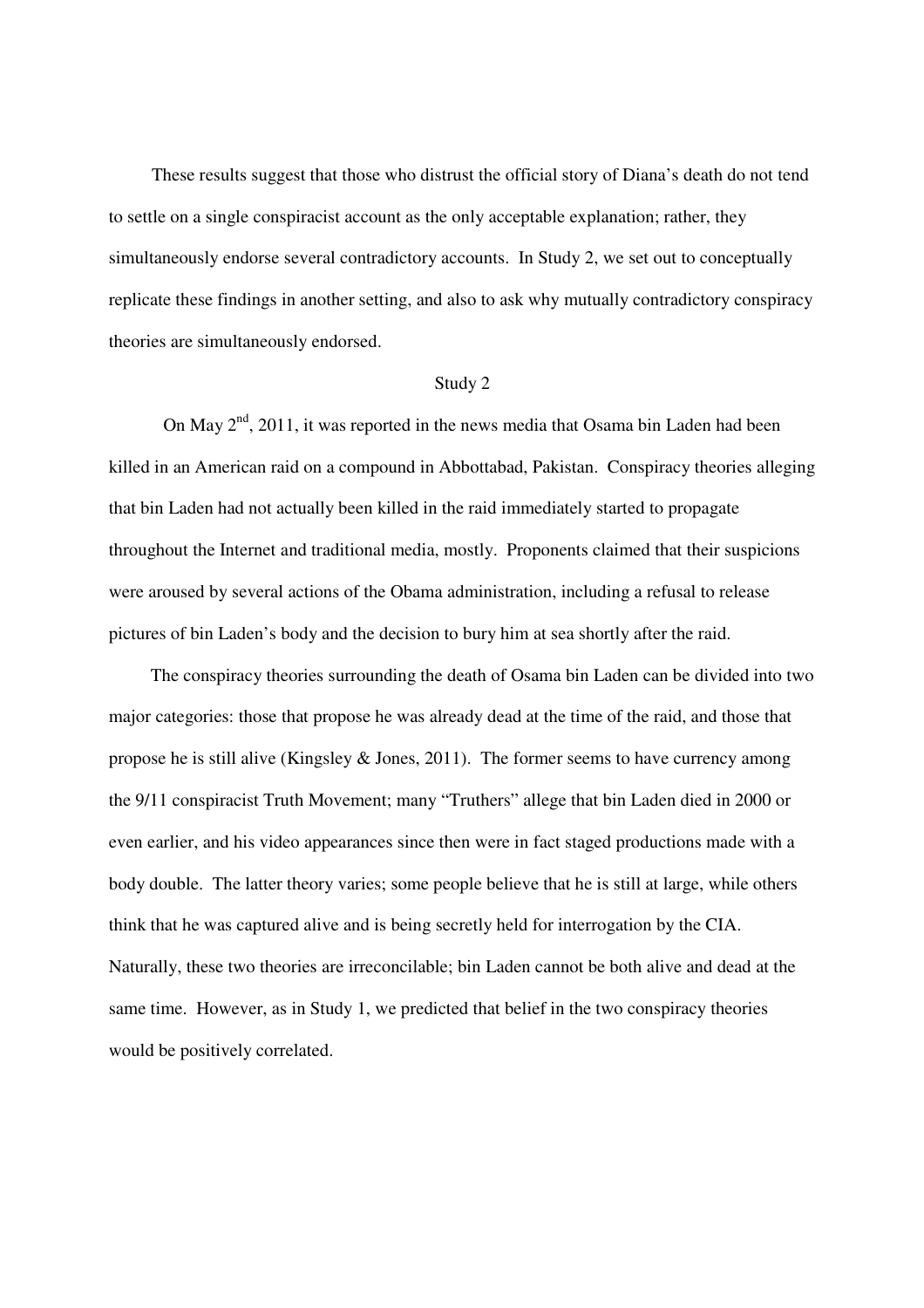These results suggest that those who distrust the official story of Diana's death do not tend to settle on a single conspiracist account as the only acceptable explanation; rather, they simultaneously endorse several contradictory accounts. In Study 2, we set out to conceptually replicate these findings in another setting, and also to ask why mutually contradictory conspiracy theories are simultaneously endorsed.

## Study 2

On May 2nd, 2011, it was reported in the news media that Osama bin Laden had been killed in an American raid on a compound in Abbottabad, Pakistan. Conspiracy theories alleging that bin Laden had not actually been killed in the raid immediately started to propagate throughout the Internet and traditional media, mostly. Proponents claimed that their suspicions were aroused by several actions of the Obama administration, including a refusal to release pictures of bin Laden's body and the decision to bury him at sea shortly after the raid.

The conspiracy theories surrounding the death of Osama bin Laden can be divided into two major categories: those that propose he was already dead at the time of the raid, and those that propose he is still alive (Kingsley & Jones, 2011). The former seems to have currency among the 9/11 conspiracist Truth Movement; many "Truthers" allege that bin Laden died in 2000 or even earlier, and his video appearances since then were in fact staged productions made with a body double. The latter theory varies; some people believe that he is still at large, while others think that he was captured alive and is being secretly held for interrogation by the CIA. Naturally, these two theories are irreconcilable; bin Laden cannot be both alive and dead at the same time. However, as in Study 1, we predicted that belief in the two conspiracy theories would be positively correlated.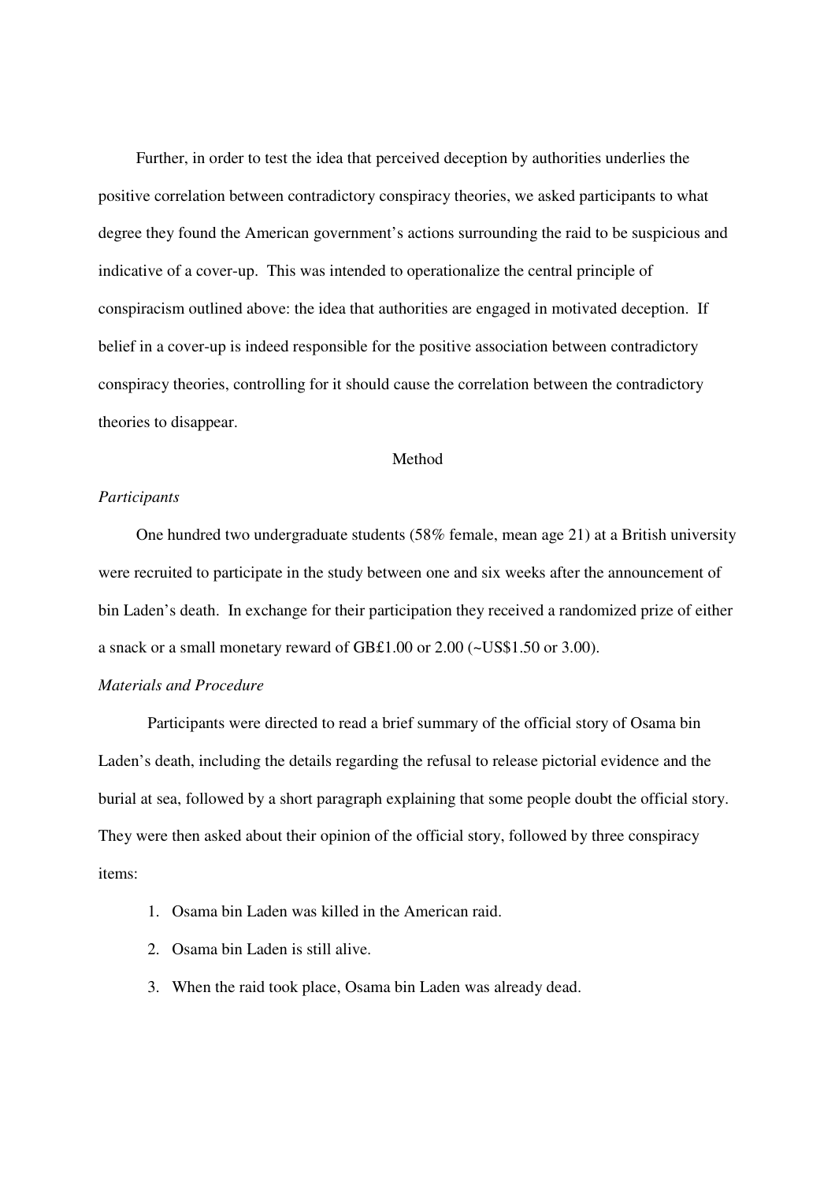Further, in order to test the idea that perceived deception by authorities underlies the positive correlation between contradictory conspiracy theories, we asked participants to what degree they found the American government's actions surrounding the raid to be suspicious and indicative of a cover-up. This was intended to operationalize the central principle of conspiracism outlined above: the idea that authorities are engaged in motivated deception. If belief in a cover-up is indeed responsible for the positive association between contradictory conspiracy theories, controlling for it should cause the correlation between the contradictory theories to disappear.

## Method

### *Participants*

One hundred two undergraduate students (58% female, mean age 21) at a British university were recruited to participate in the study between one and six weeks after the announcement of bin Laden's death. In exchange for their participation they received a randomized prize of either a snack or a small monetary reward of GB£1.00 or 2.00 (~US$1.50 or 3.00).

### *Materials and Procedure*

Participants were directed to read a brief summary of the official story of Osama bin Laden's death, including the details regarding the refusal to release pictorial evidence and the burial at sea, followed by a short paragraph explaining that some people doubt the official story. They were then asked about their opinion of the official story, followed by three conspiracy items:

1. Osama bin Laden was killed in the American raid.
2. Osama bin Laden is still alive.
3. When the raid took place, Osama bin Laden was already dead.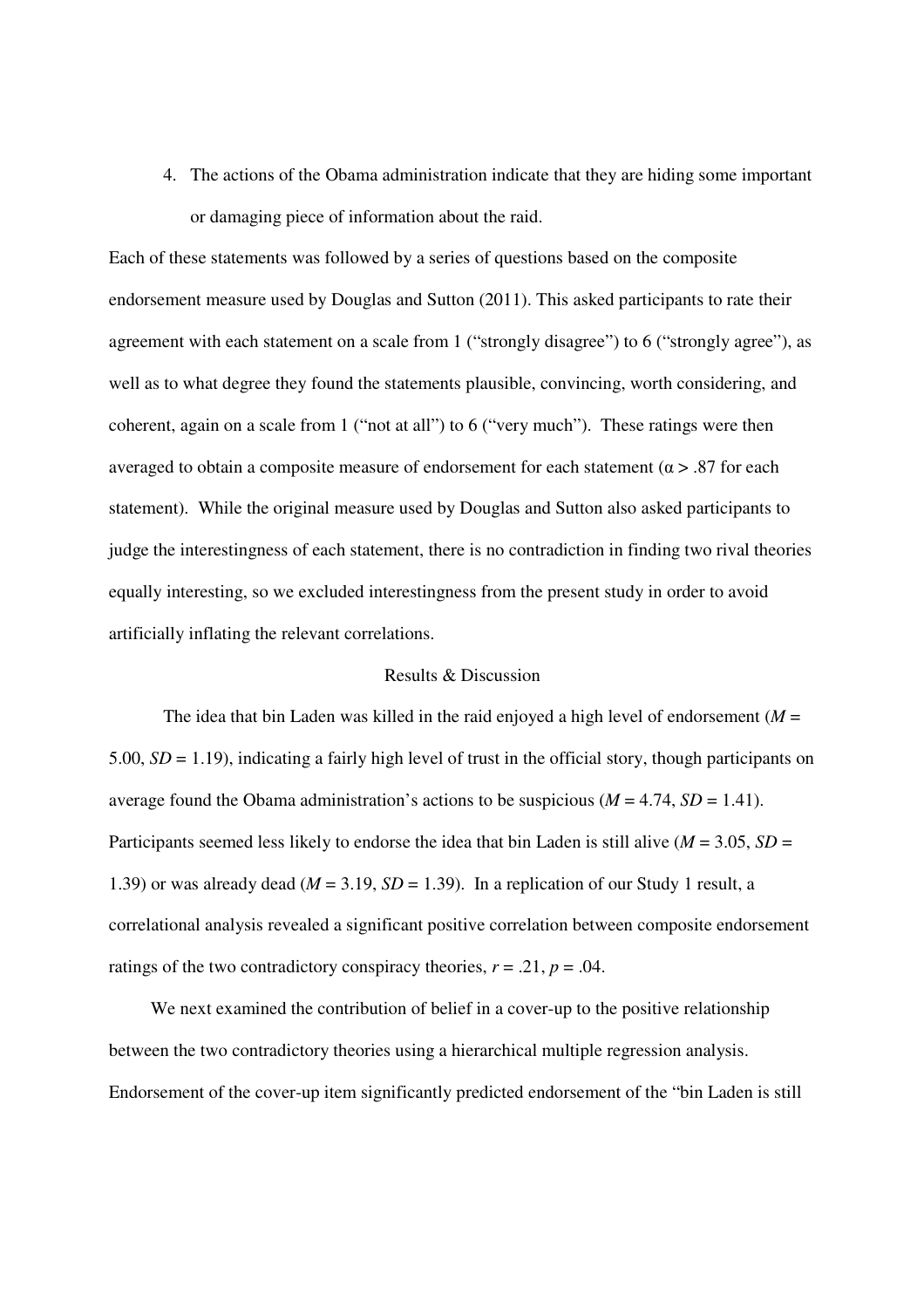4. The actions of the Obama administration indicate that they are hiding some important or damaging piece of information about the raid.

Each of these statements was followed by a series of questions based on the composite endorsement measure used by Douglas and Sutton (2011). This asked participants to rate their agreement with each statement on a scale from 1 ("strongly disagree") to 6 ("strongly agree"), as well as to what degree they found the statements plausible, convincing, worth considering, and coherent, again on a scale from 1 ("not at all") to 6 ("very much"). These ratings were then averaged to obtain a composite measure of endorsement for each statement ($\alpha > .87$ for each statement). While the original measure used by Douglas and Sutton also asked participants to judge the interestingness of each statement, there is no contradiction in finding two rival theories equally interesting, so we excluded interestingness from the present study in order to avoid artificially inflating the relevant correlations.

## Results & Discussion

The idea that bin Laden was killed in the raid enjoyed a high level of endorsement ($M$ = 5.00, $SD$ = 1.19), indicating a fairly high level of trust in the official story, though participants on average found the Obama administration's actions to be suspicious ($M$ = 4.74, $SD$ = 1.41). Participants seemed less likely to endorse the idea that bin Laden is still alive ($M$ = 3.05, $SD$ = 1.39) or was already dead ($M$ = 3.19, $SD$ = 1.39). In a replication of our Study 1 result, a correlational analysis revealed a significant positive correlation between composite endorsement ratings of the two contradictory conspiracy theories, $r = .21$, $p = .04$.

We next examined the contribution of belief in a cover-up to the positive relationship between the two contradictory theories using a hierarchical multiple regression analysis. Endorsement of the cover-up item significantly predicted endorsement of the "bin Laden is still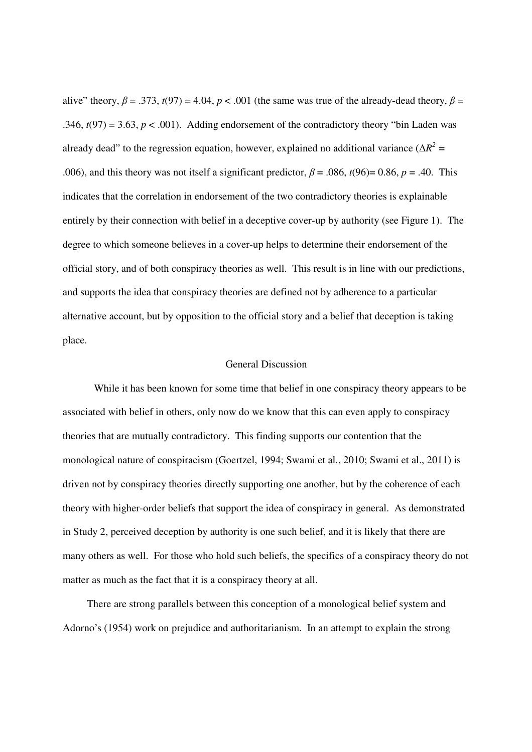alive" theory, $\beta$ = .373, $t(97)$ = 4.04, $p$ < .001 (the same was true of the already-dead theory, $\beta$ = .346, $t(97)$ = 3.63, $p$ < .001). Adding endorsement of the contradictory theory "bin Laden was already dead" to the regression equation, however, explained no additional variance ($\Delta R^2$ = .006), and this theory was not itself a significant predictor, $\beta$ = .086, $t(96)$= 0.86, $p$ = .40. This indicates that the correlation in endorsement of the two contradictory theories is explainable entirely by their connection with belief in a deceptive cover-up by authority (see Figure 1). The degree to which someone believes in a cover-up helps to determine their endorsement of the official story, and of both conspiracy theories as well. This result is in line with our predictions, and supports the idea that conspiracy theories are defined not by adherence to a particular alternative account, but by opposition to the official story and a belief that deception is taking place.

## General Discussion

While it has been known for some time that belief in one conspiracy theory appears to be associated with belief in others, only now do we know that this can even apply to conspiracy theories that are mutually contradictory. This finding supports our contention that the monological nature of conspiracism (Goertzel, 1994; Swami et al., 2010; Swami et al., 2011) is driven not by conspiracy theories directly supporting one another, but by the coherence of each theory with higher-order beliefs that support the idea of conspiracy in general. As demonstrated in Study 2, perceived deception by authority is one such belief, and it is likely that there are many others as well. For those who hold such beliefs, the specifics of a conspiracy theory do not matter as much as the fact that it is a conspiracy theory at all.

There are strong parallels between this conception of a monological belief system and Adorno's (1954) work on prejudice and authoritarianism. In an attempt to explain the strong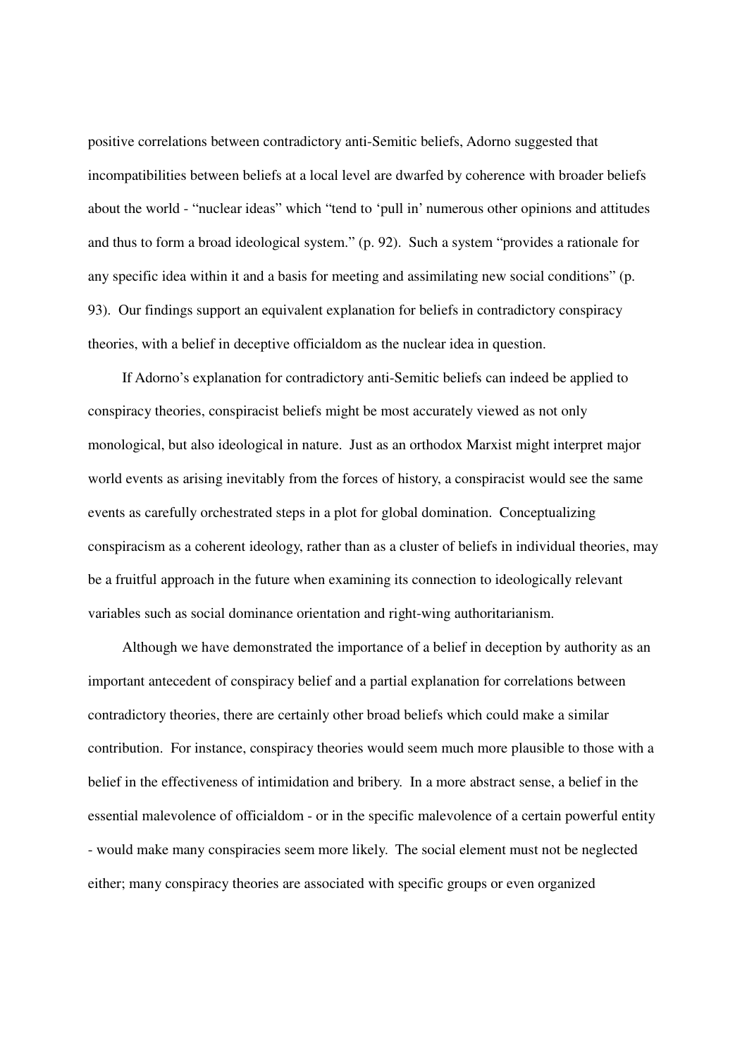positive correlations between contradictory anti-Semitic beliefs, Adorno suggested that incompatibilities between beliefs at a local level are dwarfed by coherence with broader beliefs about the world - "nuclear ideas" which "tend to 'pull in' numerous other opinions and attitudes and thus to form a broad ideological system." (p. 92). Such a system "provides a rationale for any specific idea within it and a basis for meeting and assimilating new social conditions" (p. 93). Our findings support an equivalent explanation for beliefs in contradictory conspiracy theories, with a belief in deceptive officialdom as the nuclear idea in question.

If Adorno's explanation for contradictory anti-Semitic beliefs can indeed be applied to conspiracy theories, conspiracist beliefs might be most accurately viewed as not only monological, but also ideological in nature. Just as an orthodox Marxist might interpret major world events as arising inevitably from the forces of history, a conspiracist would see the same events as carefully orchestrated steps in a plot for global domination. Conceptualizing conspiracism as a coherent ideology, rather than as a cluster of beliefs in individual theories, may be a fruitful approach in the future when examining its connection to ideologically relevant variables such as social dominance orientation and right-wing authoritarianism.

Although we have demonstrated the importance of a belief in deception by authority as an important antecedent of conspiracy belief and a partial explanation for correlations between contradictory theories, there are certainly other broad beliefs which could make a similar contribution. For instance, conspiracy theories would seem much more plausible to those with a belief in the effectiveness of intimidation and bribery. In a more abstract sense, a belief in the essential malevolence of officialdom - or in the specific malevolence of a certain powerful entity - would make many conspiracies seem more likely. The social element must not be neglected either; many conspiracy theories are associated with specific groups or even organized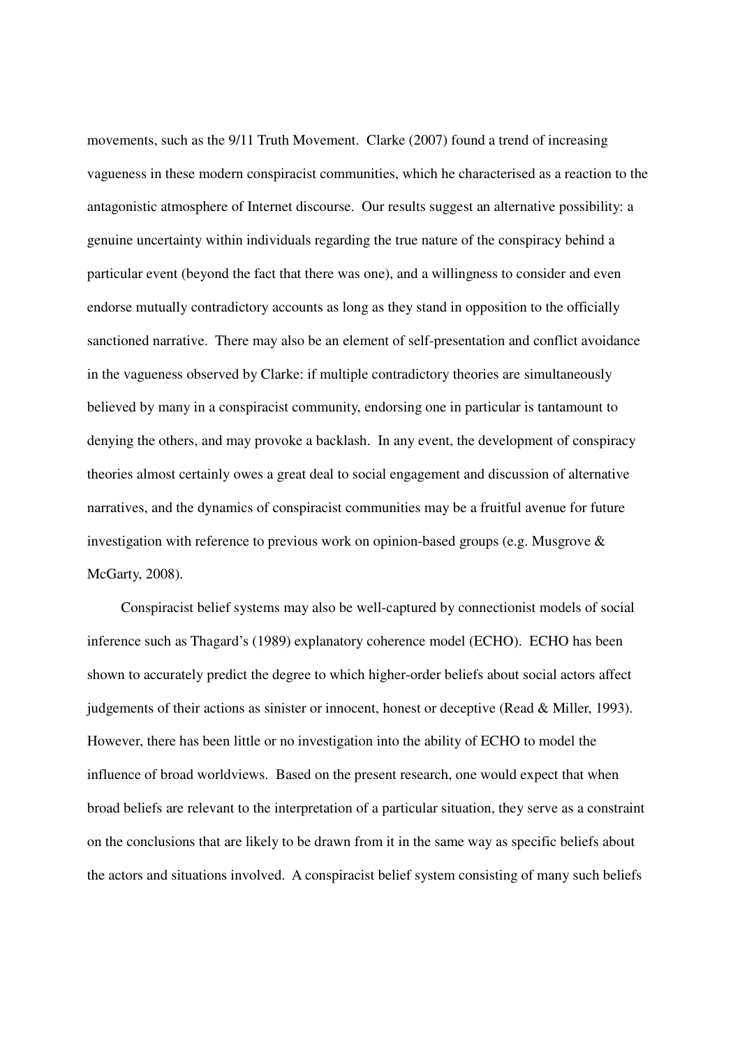movements, such as the 9/11 Truth Movement. Clarke (2007) found a trend of increasing vagueness in these modern conspiracist communities, which he characterised as a reaction to the antagonistic atmosphere of Internet discourse. Our results suggest an alternative possibility: a genuine uncertainty within individuals regarding the true nature of the conspiracy behind a particular event (beyond the fact that there was one), and a willingness to consider and even endorse mutually contradictory accounts as long as they stand in opposition to the officially sanctioned narrative. There may also be an element of self-presentation and conflict avoidance in the vagueness observed by Clarke: if multiple contradictory theories are simultaneously believed by many in a conspiracist community, endorsing one in particular is tantamount to denying the others, and may provoke a backlash. In any event, the development of conspiracy theories almost certainly owes a great deal to social engagement and discussion of alternative narratives, and the dynamics of conspiracist communities may be a fruitful avenue for future investigation with reference to previous work on opinion-based groups (e.g. Musgrove & McGarty, 2008).

Conspiracist belief systems may also be well-captured by connectionist models of social inference such as Thagard's (1989) explanatory coherence model (ECHO). ECHO has been shown to accurately predict the degree to which higher-order beliefs about social actors affect judgements of their actions as sinister or innocent, honest or deceptive (Read & Miller, 1993). However, there has been little or no investigation into the ability of ECHO to model the influence of broad worldviews. Based on the present research, one would expect that when broad beliefs are relevant to the interpretation of a particular situation, they serve as a constraint on the conclusions that are likely to be drawn from it in the same way as specific beliefs about the actors and situations involved. A conspiracist belief system consisting of many such beliefs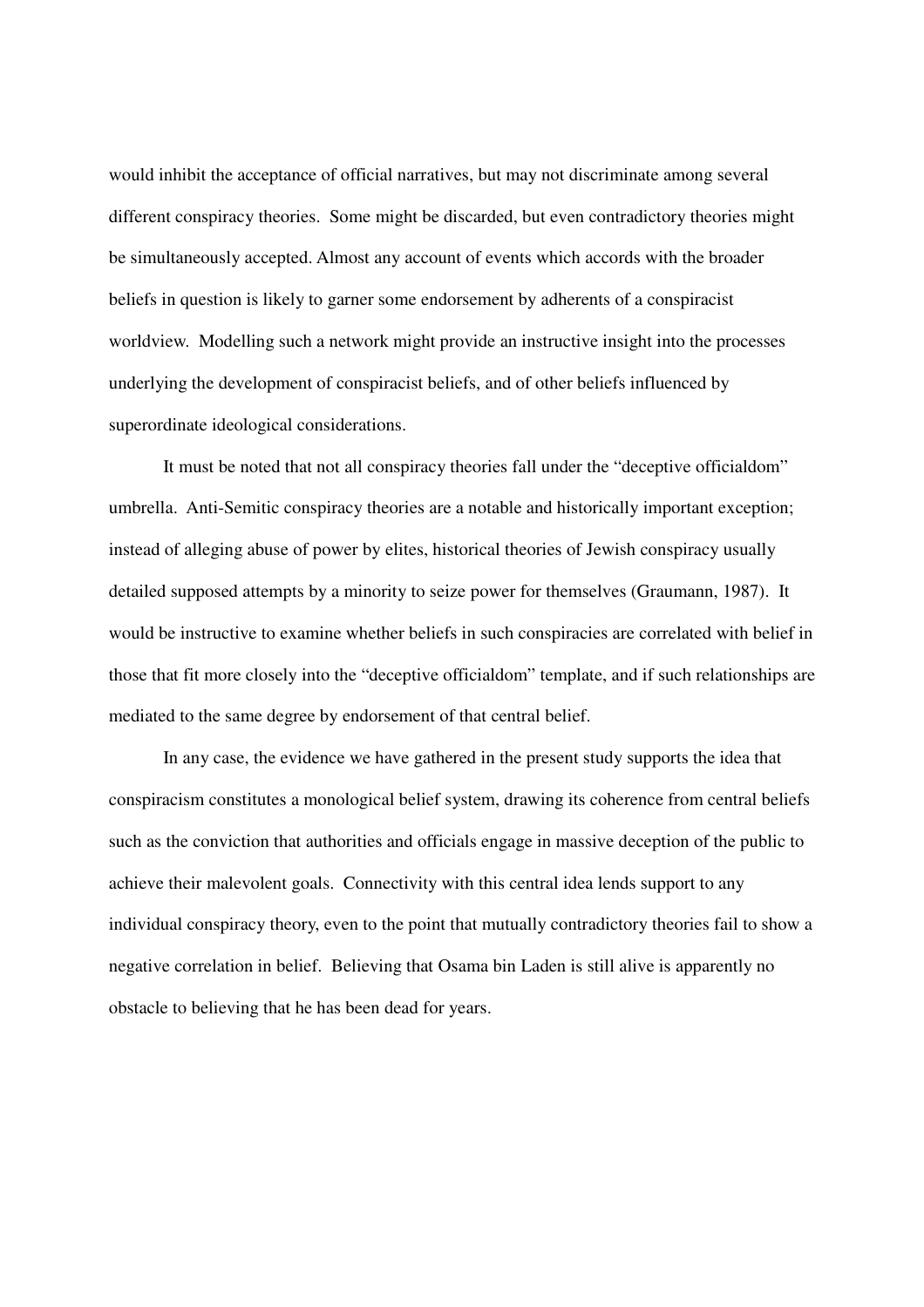would inhibit the acceptance of official narratives, but may not discriminate among several different conspiracy theories. Some might be discarded, but even contradictory theories might be simultaneously accepted. Almost any account of events which accords with the broader beliefs in question is likely to garner some endorsement by adherents of a conspiracist worldview. Modelling such a network might provide an instructive insight into the processes underlying the development of conspiracist beliefs, and of other beliefs influenced by superordinate ideological considerations.

It must be noted that not all conspiracy theories fall under the "deceptive officialdom" umbrella. Anti-Semitic conspiracy theories are a notable and historically important exception; instead of alleging abuse of power by elites, historical theories of Jewish conspiracy usually detailed supposed attempts by a minority to seize power for themselves (Graumann, 1987). It would be instructive to examine whether beliefs in such conspiracies are correlated with belief in those that fit more closely into the "deceptive officialdom" template, and if such relationships are mediated to the same degree by endorsement of that central belief.

In any case, the evidence we have gathered in the present study supports the idea that conspiracism constitutes a monological belief system, drawing its coherence from central beliefs such as the conviction that authorities and officials engage in massive deception of the public to achieve their malevolent goals. Connectivity with this central idea lends support to any individual conspiracy theory, even to the point that mutually contradictory theories fail to show a negative correlation in belief. Believing that Osama bin Laden is still alive is apparently no obstacle to believing that he has been dead for years.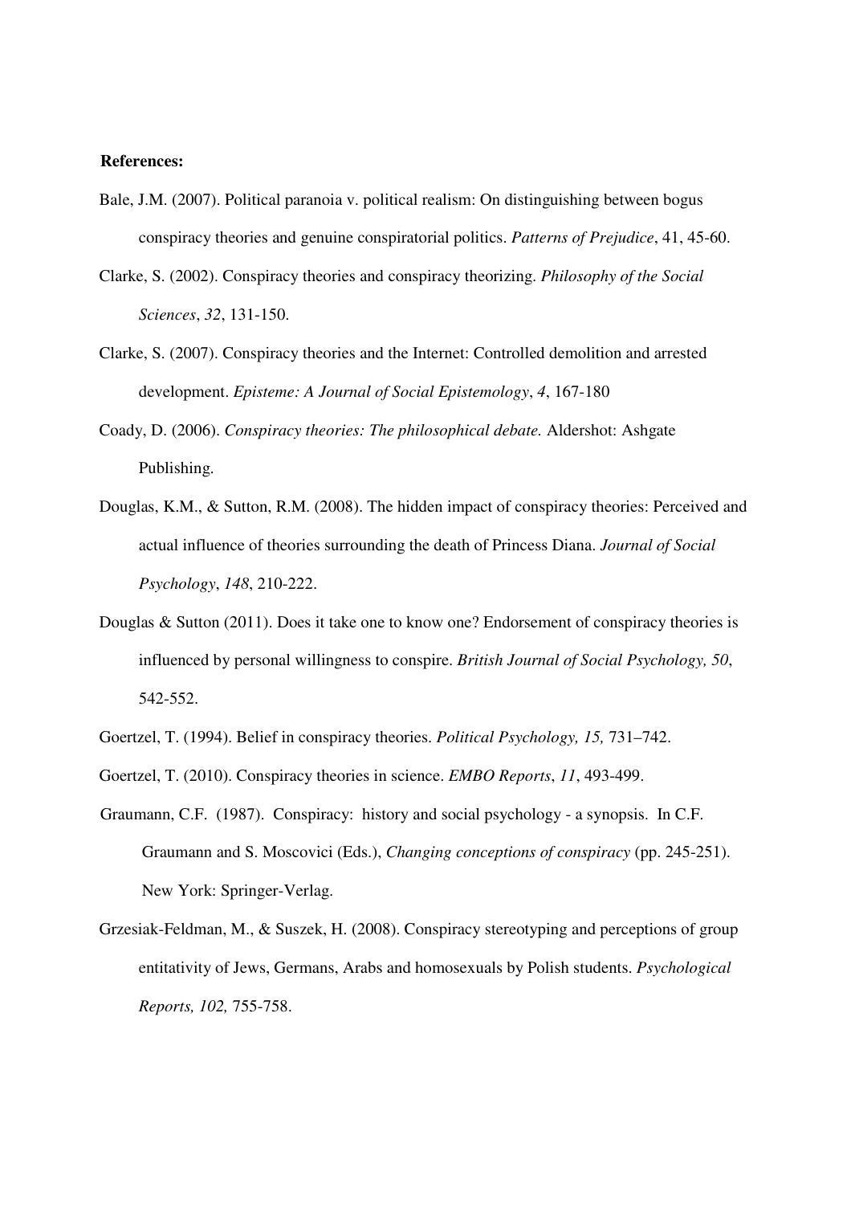**References:**

Bale, J.M. (2007). Political paranoia v. political realism: On distinguishing between bogus conspiracy theories and genuine conspiratorial politics. *Patterns of Prejudice*, 41, 45-60.

Clarke, S. (2002). Conspiracy theories and conspiracy theorizing. *Philosophy of the Social Sciences*, *32*, 131-150.

Clarke, S. (2007). Conspiracy theories and the Internet: Controlled demolition and arrested development. *Episteme: A Journal of Social Epistemology*, *4*, 167-180

Coady, D. (2006). *Conspiracy theories: The philosophical debate.* Aldershot: Ashgate Publishing.

Douglas, K.M., & Sutton, R.M. (2008). The hidden impact of conspiracy theories: Perceived and actual influence of theories surrounding the death of Princess Diana. *Journal of Social Psychology*, *148*, 210-222.

Douglas & Sutton (2011). Does it take one to know one? Endorsement of conspiracy theories is influenced by personal willingness to conspire. *British Journal of Social Psychology, 50*, 542-552.

Goertzel, T. (1994). Belief in conspiracy theories. *Political Psychology, 15,* 731–742.

Goertzel, T. (2010). Conspiracy theories in science. *EMBO Reports*, *11*, 493-499.

Graumann, C.F. (1987). Conspiracy: history and social psychology - a synopsis. In C.F. Graumann and S. Moscovici (Eds.), *Changing conceptions of conspiracy* (pp. 245-251). New York: Springer-Verlag.

Grzesiak-Feldman, M., & Suszek, H. (2008). Conspiracy stereotyping and perceptions of group entitativity of Jews, Germans, Arabs and homosexuals by Polish students. *Psychological Reports, 102,* 755-758.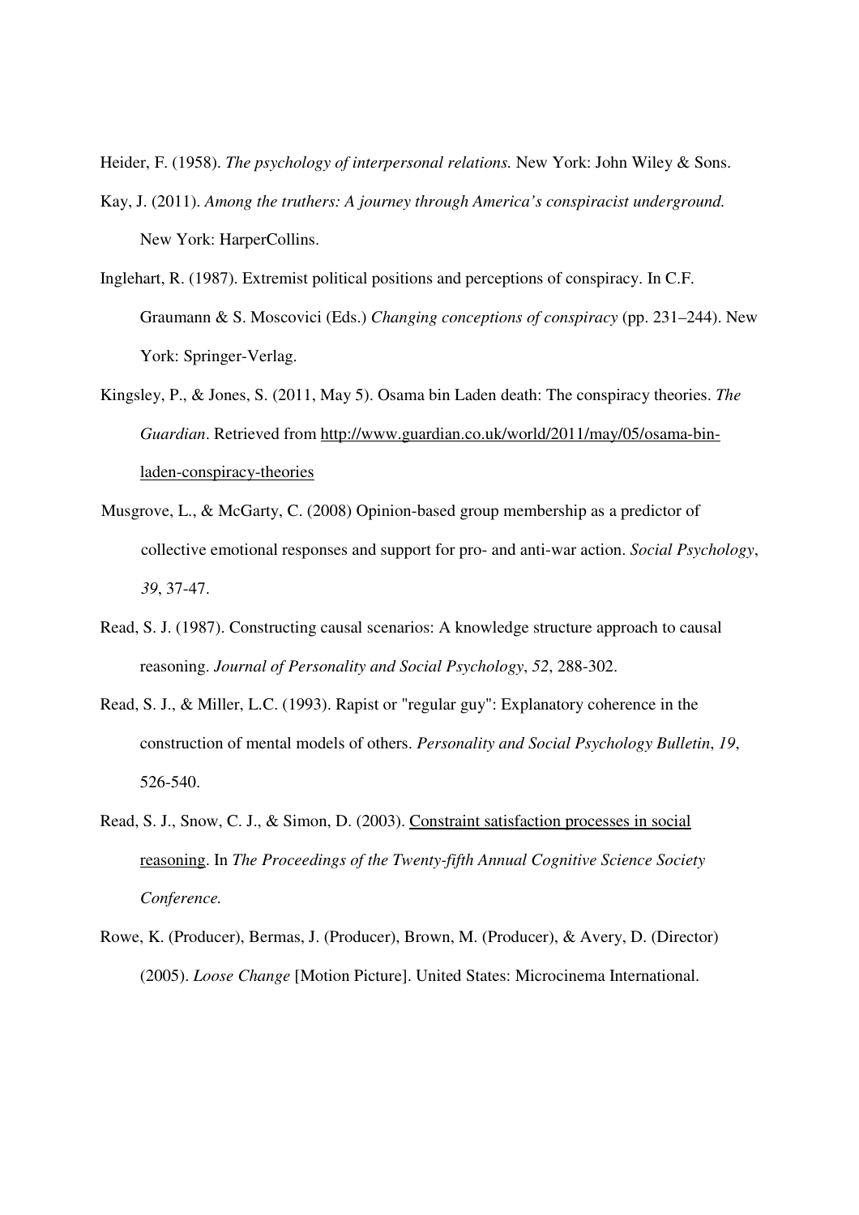Heider, F. (1958). *The psychology of interpersonal relations.* New York: John Wiley & Sons.

Kay, J. (2011). *Among the truthers: A journey through America's conspiracist underground.* New York: HarperCollins.

Inglehart, R. (1987). Extremist political positions and perceptions of conspiracy. In C.F. Graumann & S. Moscovici (Eds.) *Changing conceptions of conspiracy* (pp. 231–244). New York: Springer-Verlag.

Kingsley, P., & Jones, S. (2011, May 5). Osama bin Laden death: The conspiracy theories. *The Guardian*. Retrieved from http://www.guardian.co.uk/world/2011/may/05/osama-bin-laden-conspiracy-theories

Musgrove, L., & McGarty, C. (2008) Opinion-based group membership as a predictor of collective emotional responses and support for pro- and anti-war action. *Social Psychology*, *39*, 37-47.

Read, S. J. (1987). Constructing causal scenarios: A knowledge structure approach to causal reasoning. *Journal of Personality and Social Psychology*, *52*, 288-302.

Read, S. J., & Miller, L.C. (1993). Rapist or "regular guy": Explanatory coherence in the construction of mental models of others. *Personality and Social Psychology Bulletin*, *19*, 526-540.

Read, S. J., Snow, C. J., & Simon, D. (2003). Constraint satisfaction processes in social reasoning. In *The Proceedings of the Twenty-fifth Annual Cognitive Science Society Conference.*

Rowe, K. (Producer), Bermas, J. (Producer), Brown, M. (Producer), & Avery, D. (Director) (2005). *Loose Change* [Motion Picture]. United States: Microcinema International.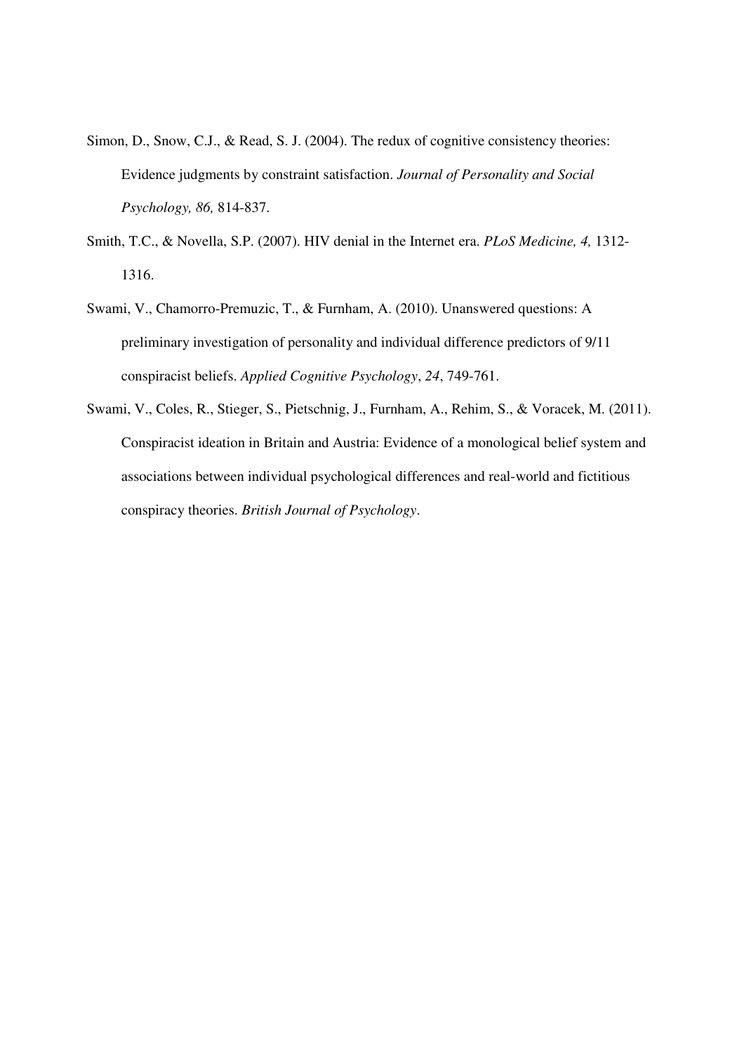Simon, D., Snow, C.J., & Read, S. J. (2004). The redux of cognitive consistency theories: Evidence judgments by constraint satisfaction. *Journal of Personality and Social Psychology, 86,* 814-837.

Smith, T.C., & Novella, S.P. (2007). HIV denial in the Internet era. *PLoS Medicine, 4,* 1312-1316.

Swami, V., Chamorro-Premuzic, T., & Furnham, A. (2010). Unanswered questions: A preliminary investigation of personality and individual difference predictors of 9/11 conspiracist beliefs. *Applied Cognitive Psychology*, *24*, 749-761.

Swami, V., Coles, R., Stieger, S., Pietschnig, J., Furnham, A., Rehim, S., & Voracek, M. (2011). Conspiracist ideation in Britain and Austria: Evidence of a monological belief system and associations between individual psychological differences and real-world and fictitious conspiracy theories. *British Journal of Psychology*.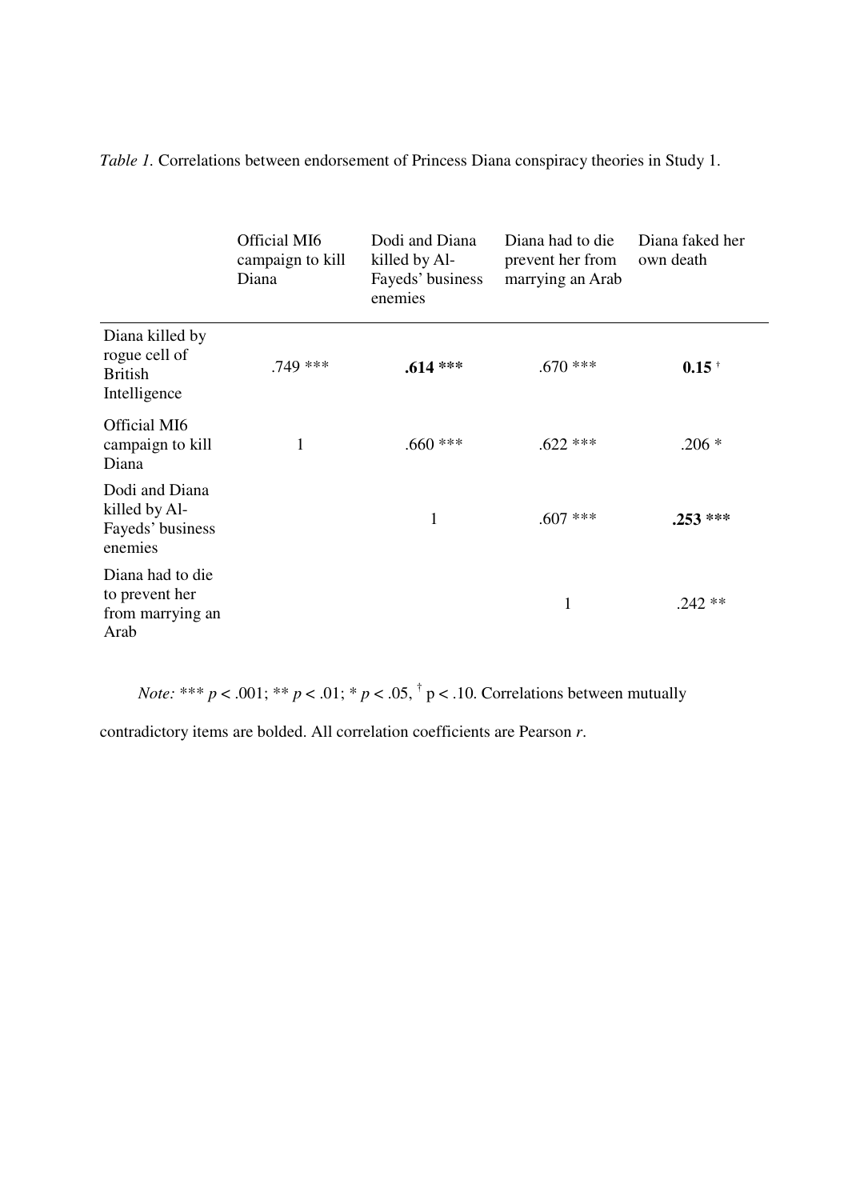*Table 1.* Correlations between endorsement of Princess Diana conspiracy theories in Study 1.

| | Official MI6 campaign to kill Diana | Dodi and Diana killed by Al-Fayeds' business enemies | Diana had to die prevent her from marrying an Arab | Diana faked her own death |
|---|---|---|---|---|
| Diana killed by rogue cell of British Intelligence | .749 *** | **.614 *** ** | .670 *** | **0.15** † |
| Official MI6 campaign to kill Diana | 1 | .660 *** | .622 *** | .206 * |
| Dodi and Diana killed by Al-Fayeds' business enemies | | 1 | .607 *** | **.253 *** ** |
| Diana had to die to prevent her from marrying an Arab | | | 1 | .242 ** |

*Note:* *** $p < .001$; ** $p < .01$; * $p < .05$, † $p < .10$. Correlations between mutually contradictory items are bolded. All correlation coefficients are Pearson $r$.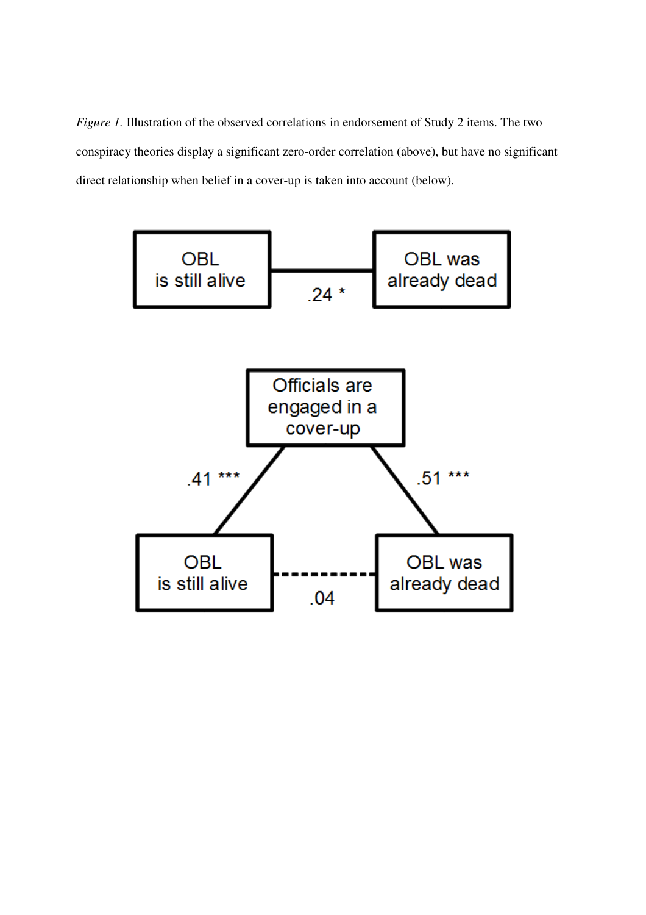*Figure 1*. Illustration of the observed correlations in endorsement of Study 2 items. The two conspiracy theories display a significant zero-order correlation (above), but have no significant direct relationship when belief in a cover-up is taken into account (below).

OBL is still alive

OBL was already dead

.24 *

Officials are engaged in a cover-up

.41 ***

.51 ***

OBL is still alive

OBL was already dead

.04